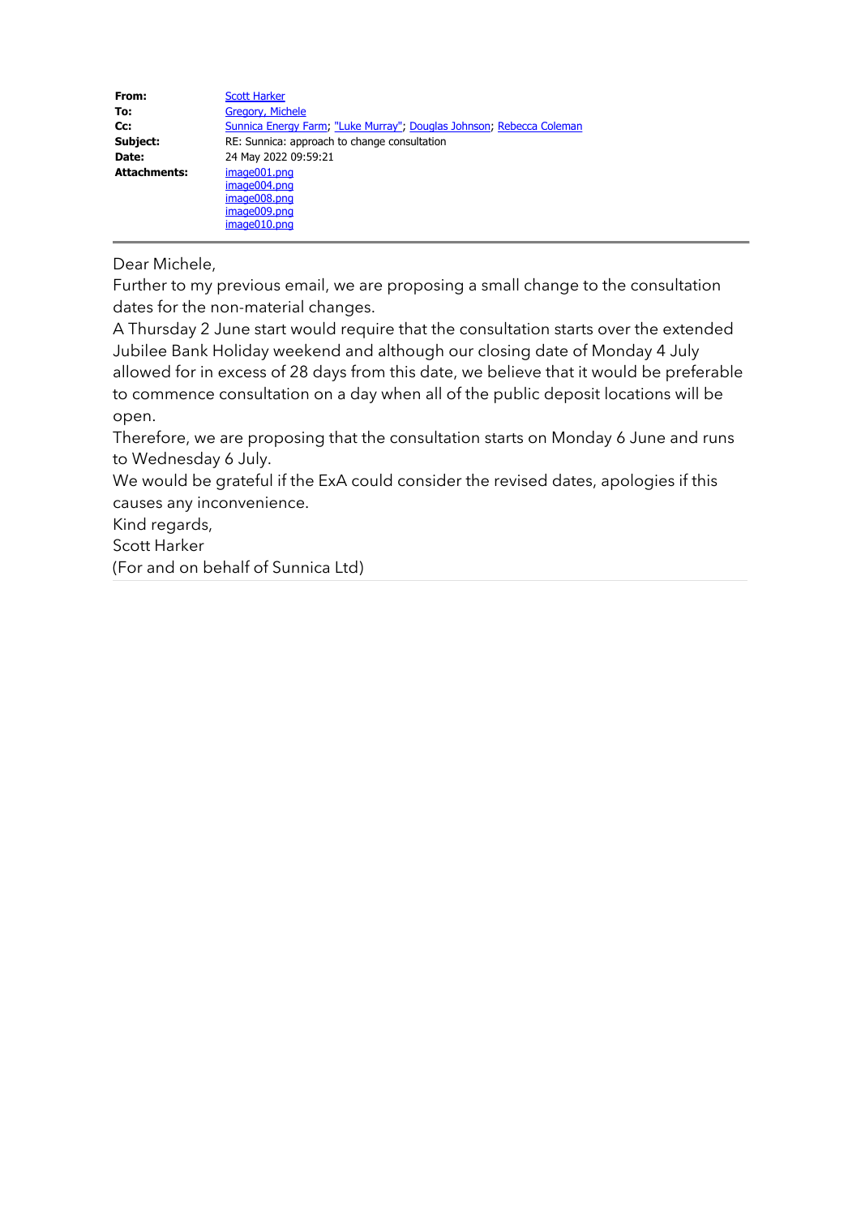| | |
|---|---|
| **From:** | Scott Harker |
| **To:** | Gregory, Michele |
| **Cc:** | Sunnica Energy Farm; "Luke Murray"; Douglas Johnson; Rebecca Coleman |
| **Subject:** | RE: Sunnica: approach to change consultation |
| **Date:** | 24 May 2022 09:59:21 |
| **Attachments:** | image001.png<br>image004.png<br>image008.png<br>image009.png<br>image010.png |

Dear Michele,

Further to my previous email, we are proposing a small change to the consultation dates for the non-material changes.

A Thursday 2 June start would require that the consultation starts over the extended Jubilee Bank Holiday weekend and although our closing date of Monday 4 July allowed for in excess of 28 days from this date, we believe that it would be preferable to commence consultation on a day when all of the public deposit locations will be open.

Therefore, we are proposing that the consultation starts on Monday 6 June and runs to Wednesday 6 July.

We would be grateful if the ExA could consider the revised dates, apologies if this causes any inconvenience.

Kind regards,

Scott Harker

(For and on behalf of Sunnica Ltd)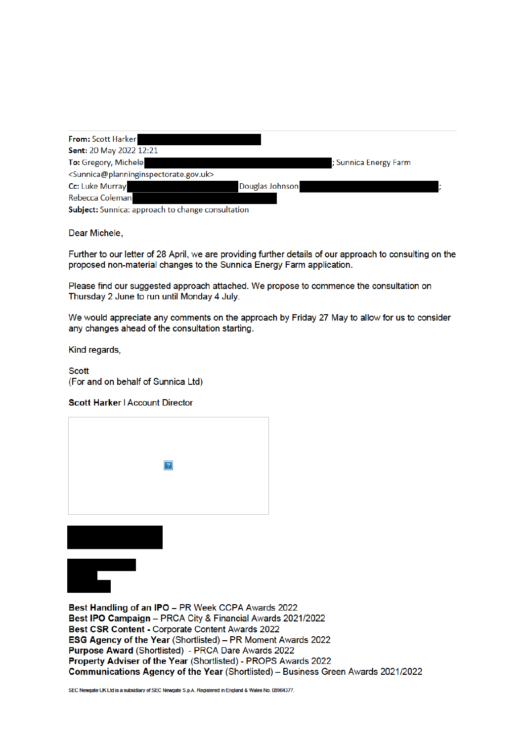**From:** Scott Harker
**Sent:** 20 May 2022 12:21
**To:** Gregory, Michele ; Sunnica Energy Farm <Sunnica@planninginspectorate.gov.uk>
**Cc:** Luke Murray Douglas Johnson ; Rebecca Coleman
**Subject:** Sunnica: approach to change consultation

Dear Michele,

Further to our letter of 28 April, we are providing further details of our approach to consulting on the proposed non-material changes to the Sunnica Energy Farm application.

Please find our suggested approach attached. We propose to commence the consultation on Thursday 2 June to run until Monday 4 July.

We would appreciate any comments on the approach by Friday 27 May to allow for us to consider any changes ahead of the consultation starting.

Kind regards,

Scott
(For and on behalf of Sunnica Ltd)

**Scott Harker** I Account Director

**Best Handling of an IPO** – PR Week CCPA Awards 2022
**Best IPO Campaign** – PRCA City & Financial Awards 2021/2022
**Best CSR Content** - Corporate Content Awards 2022
**ESG Agency of the Year** (Shortlisted) – PR Moment Awards 2022
**Purpose Award** (Shortlisted) - PRCA Dare Awards 2022
**Property Adviser of the Year** (Shortlisted) - PROPS Awards 2022
**Communications Agency of the Year** (Shortlisted) – Business Green Awards 2021/2022

SEC Newgate UK Ltd is a subsidiary of SEC Newgate S.p.A. Registered in England & Wales No. 08964377.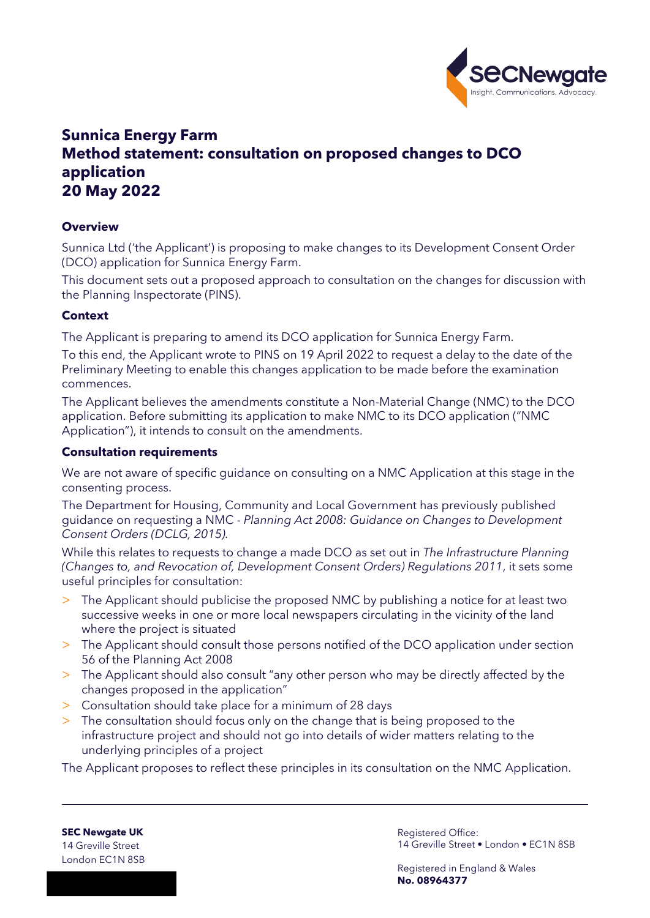# Sunnica Energy Farm
# Method statement: consultation on proposed changes to DCO application
# 20 May 2022

### Overview

Sunnica Ltd ('the Applicant') is proposing to make changes to its Development Consent Order (DCO) application for Sunnica Energy Farm.

This document sets out a proposed approach to consultation on the changes for discussion with the Planning Inspectorate (PINS).

### Context

The Applicant is preparing to amend its DCO application for Sunnica Energy Farm.

To this end, the Applicant wrote to PINS on 19 April 2022 to request a delay to the date of the Preliminary Meeting to enable this changes application to be made before the examination commences.

The Applicant believes the amendments constitute a Non-Material Change (NMC) to the DCO application. Before submitting its application to make NMC to its DCO application ("NMC Application"), it intends to consult on the amendments.

### Consultation requirements

We are not aware of specific guidance on consulting on a NMC Application at this stage in the consenting process.

The Department for Housing, Community and Local Government has previously published guidance on requesting a NMC - *Planning Act 2008: Guidance on Changes to Development Consent Orders (DCLG, 2015)*.

While this relates to requests to change a made DCO as set out in *The Infrastructure Planning (Changes to, and Revocation of, Development Consent Orders) Regulations 2011*, it sets some useful principles for consultation:

- The Applicant should publicise the proposed NMC by publishing a notice for at least two successive weeks in one or more local newspapers circulating in the vicinity of the land where the project is situated
- The Applicant should consult those persons notified of the DCO application under section 56 of the Planning Act 2008
- The Applicant should also consult "any other person who may be directly affected by the changes proposed in the application"
- Consultation should take place for a minimum of 28 days
- The consultation should focus only on the change that is being proposed to the infrastructure project and should not go into details of wider matters relating to the underlying principles of a project

The Applicant proposes to reflect these principles in its consultation on the NMC Application.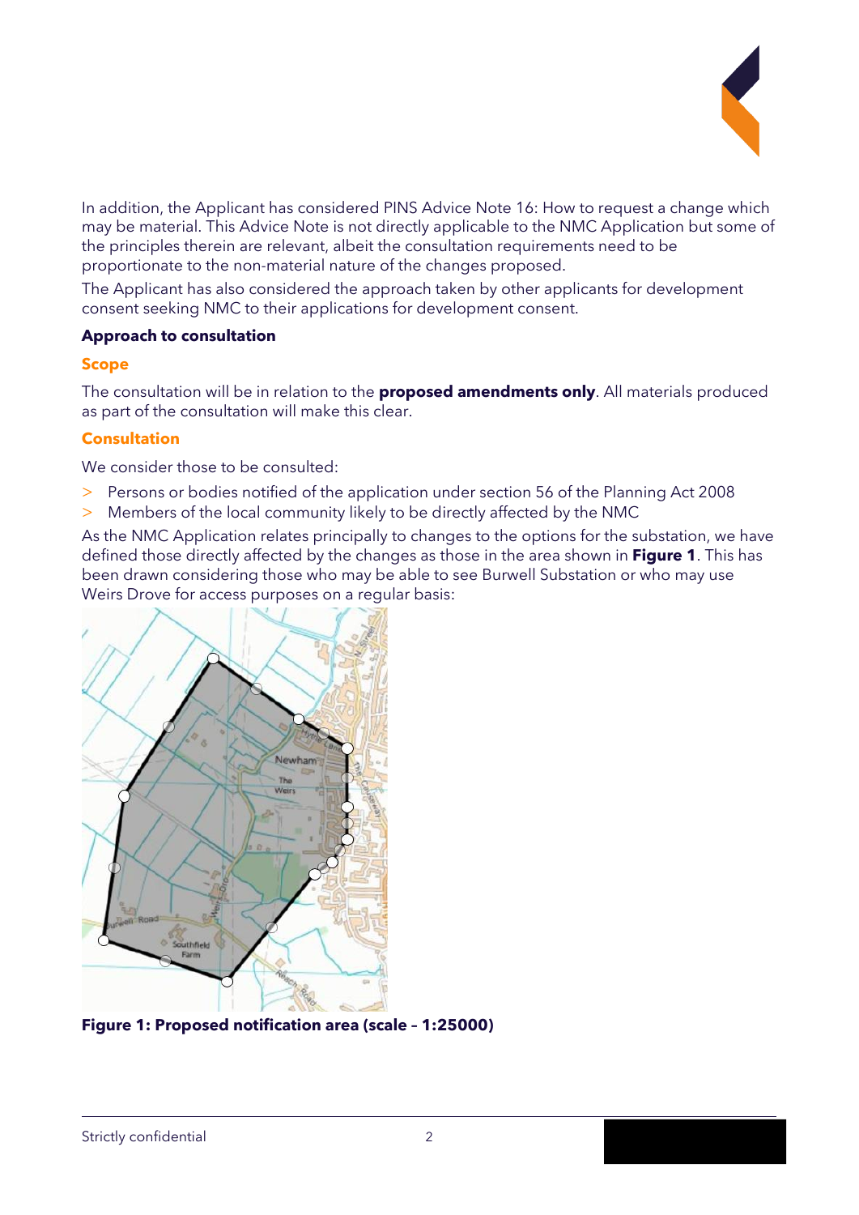In addition, the Applicant has considered PINS Advice Note 16: How to request a change which may be material. This Advice Note is not directly applicable to the NMC Application but some of the principles therein are relevant, albeit the consultation requirements need to be proportionate to the non-material nature of the changes proposed.

The Applicant has also considered the approach taken by other applicants for development consent seeking NMC to their applications for development consent.

**Approach to consultation**

**Scope**

The consultation will be in relation to the **proposed amendments only**. All materials produced as part of the consultation will make this clear.

**Consultation**

We consider those to be consulted:

- Persons or bodies notified of the application under section 56 of the Planning Act 2008
- Members of the local community likely to be directly affected by the NMC

As the NMC Application relates principally to changes to the options for the substation, we have defined those directly affected by the changes as those in the area shown in **Figure 1**. This has been drawn considering those who may be able to see Burwell Substation or who may use Weirs Drove for access purposes on a regular basis:

**Figure 1: Proposed notification area (scale – 1:25000)**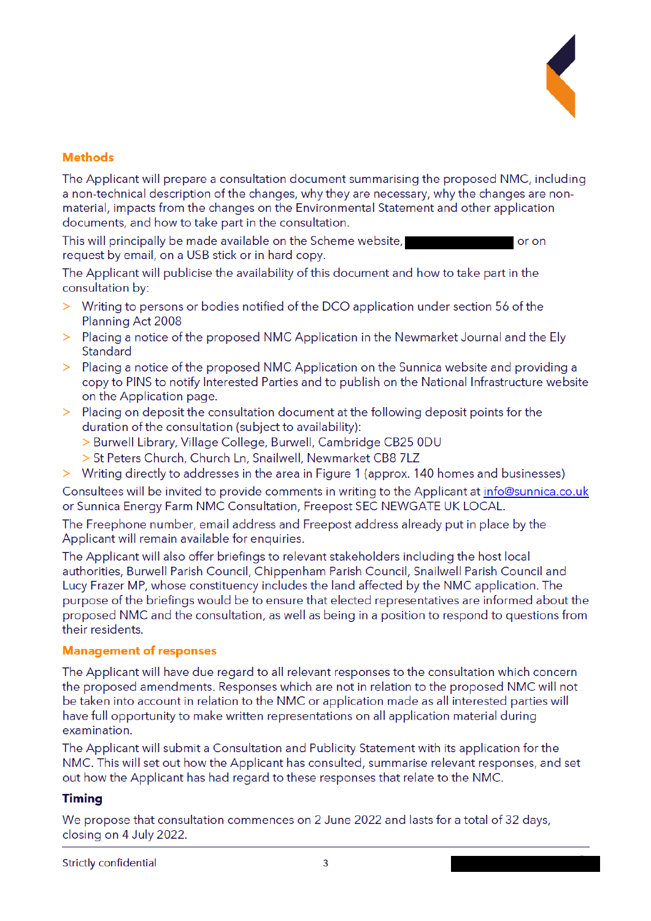## Methods

The Applicant will prepare a consultation document summarising the proposed NMC, including a non-technical description of the changes, why they are necessary, why the changes are non-material, impacts from the changes on the Environmental Statement and other application documents, and how to take part in the consultation.

This will principally be made available on the Scheme website, ████████████ or on request by email, on a USB stick or in hard copy.

The Applicant will publicise the availability of this document and how to take part in the consultation by:

- Writing to persons or bodies notified of the DCO application under section 56 of the Planning Act 2008
- Placing a notice of the proposed NMC Application in the Newmarket Journal and the Ely Standard
- Placing a notice of the proposed NMC Application on the Sunnica website and providing a copy to PINS to notify Interested Parties and to publish on the National Infrastructure website on the Application page.
- Placing on deposit the consultation document at the following deposit points for the duration of the consultation (subject to availability):
  - Burwell Library, Village College, Burwell, Cambridge CB25 0DU
  - St Peters Church, Church Ln, Snailwell, Newmarket CB8 7LZ
- Writing directly to addresses in the area in Figure 1 (approx. 140 homes and businesses)

Consultees will be invited to provide comments in writing to the Applicant at info@sunnica.co.uk or Sunnica Energy Farm NMC Consultation, Freepost SEC NEWGATE UK LOCAL.

The Freephone number, email address and Freepost address already put in place by the Applicant will remain available for enquiries.

The Applicant will also offer briefings to relevant stakeholders including the host local authorities, Burwell Parish Council, Chippenham Parish Council, Snailwell Parish Council and Lucy Frazer MP, whose constituency includes the land affected by the NMC application. The purpose of the briefings would be to ensure that elected representatives are informed about the proposed NMC and the consultation, as well as being in a position to respond to questions from their residents.

## Management of responses

The Applicant will have due regard to all relevant responses to the consultation which concern the proposed amendments. Responses which are not in relation to the proposed NMC will not be taken into account in relation to the NMC or application made as all interested parties will have full opportunity to make written representations on all application material during examination.

The Applicant will submit a Consultation and Publicity Statement with its application for the NMC. This will set out how the Applicant has consulted, summarise relevant responses, and set out how the Applicant has had regard to these responses that relate to the NMC.

### Timing

We propose that consultation commences on 2 June 2022 and lasts for a total of 32 days, closing on 4 July 2022.